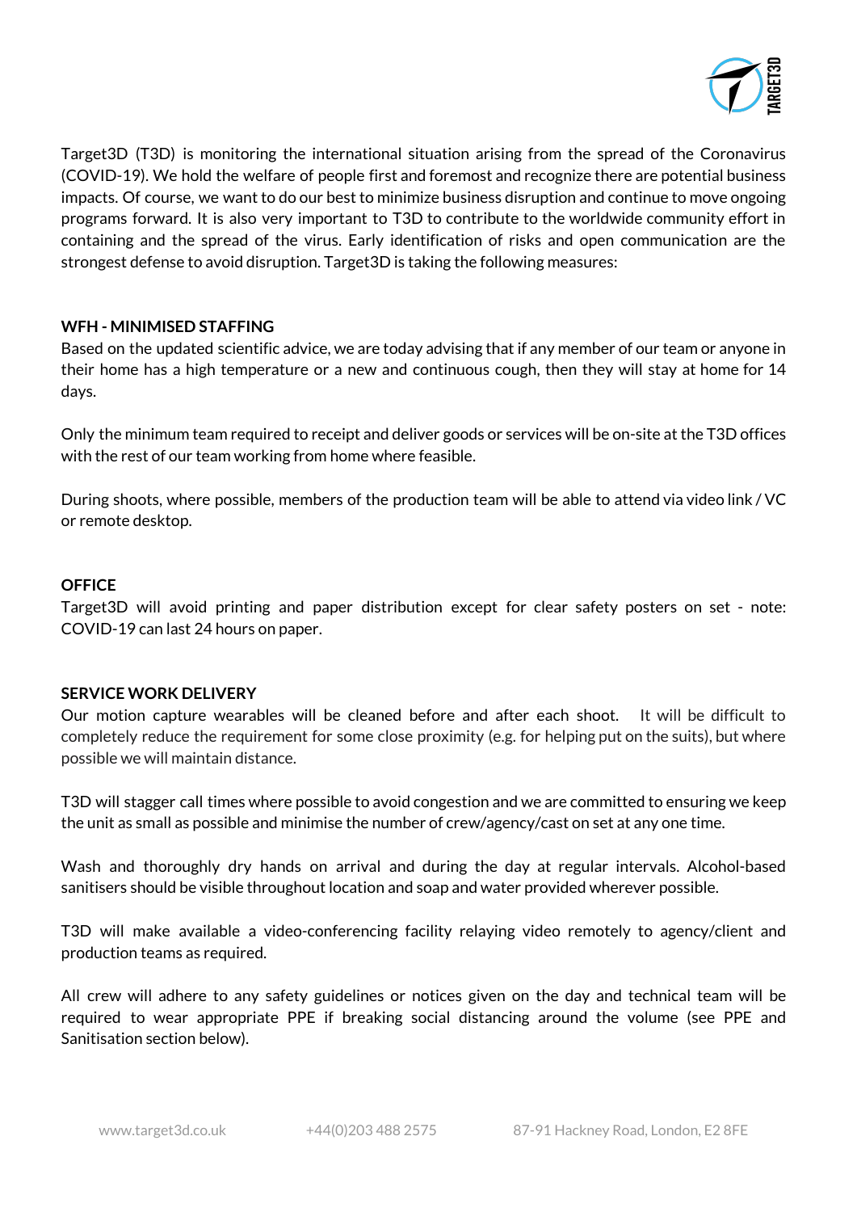Target3D (T3D) is monitoring the international situation arising from the spread of the Coronavirus (COVID-19). We hold the welfare of people first and foremost and recognize there are potential business impacts. Of course, we want to do our best to minimize business disruption and continue to move ongoing programs forward. It is also very important to T3D to contribute to the worldwide community effort in containing and the spread of the virus. Early identification of risks and open communication are the strongest defense to avoid disruption. Target3D is taking the following measures:

**WFH - MINIMISED STAFFING**

Based on the updated scientific advice, we are today advising that if any member of our team or anyone in their home has a high temperature or a new and continuous cough, then they will stay at home for 14 days.

Only the minimum team required to receipt and deliver goods or services will be on-site at the T3D offices with the rest of our team working from home where feasible.

During shoots, where possible, members of the production team will be able to attend via video link / VC or remote desktop.

**OFFICE**

Target3D will avoid printing and paper distribution except for clear safety posters on set - note: COVID-19 can last 24 hours on paper.

**SERVICE WORK DELIVERY**

Our motion capture wearables will be cleaned before and after each shoot. It will be difficult to completely reduce the requirement for some close proximity (e.g. for helping put on the suits), but where possible we will maintain distance.

T3D will stagger call times where possible to avoid congestion and we are committed to ensuring we keep the unit as small as possible and minimise the number of crew/agency/cast on set at any one time.

Wash and thoroughly dry hands on arrival and during the day at regular intervals. Alcohol-based sanitisers should be visible throughout location and soap and water provided wherever possible.

T3D will make available a video-conferencing facility relaying video remotely to agency/client and production teams as required.

All crew will adhere to any safety guidelines or notices given on the day and technical team will be required to wear appropriate PPE if breaking social distancing around the volume (see PPE and Sanitisation section below).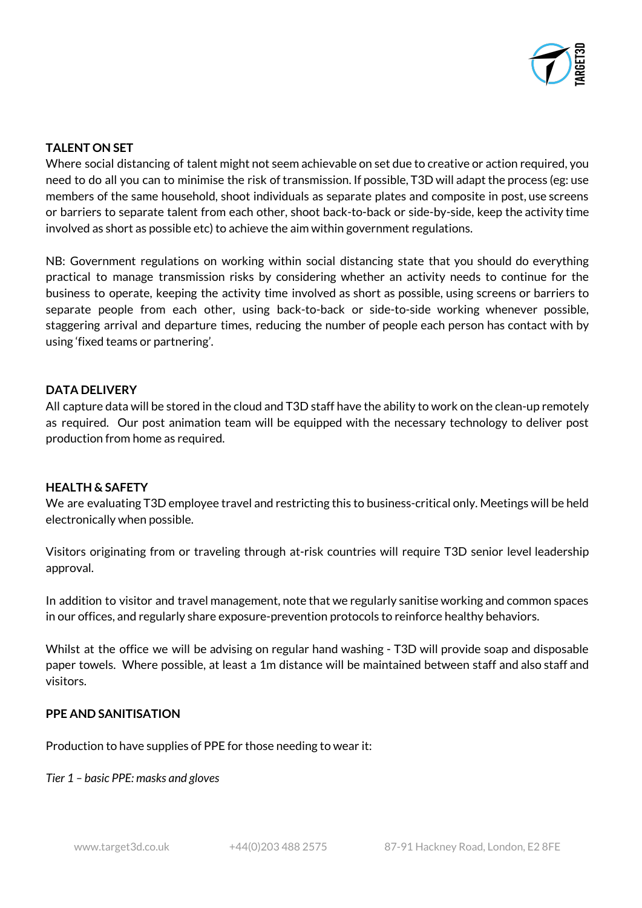## TALENT ON SET

Where social distancing of talent might not seem achievable on set due to creative or action required, you need to do all you can to minimise the risk of transmission. If possible, T3D will adapt the process (eg: use members of the same household, shoot individuals as separate plates and composite in post, use screens or barriers to separate talent from each other, shoot back-to-back or side-by-side, keep the activity time involved as short as possible etc) to achieve the aim within government regulations.

NB: Government regulations on working within social distancing state that you should do everything practical to manage transmission risks by considering whether an activity needs to continue for the business to operate, keeping the activity time involved as short as possible, using screens or barriers to separate people from each other, using back-to-back or side-to-side working whenever possible, staggering arrival and departure times, reducing the number of people each person has contact with by using 'fixed teams or partnering'.

## DATA DELIVERY

All capture data will be stored in the cloud and T3D staff have the ability to work on the clean-up remotely as required. Our post animation team will be equipped with the necessary technology to deliver post production from home as required.

## HEALTH & SAFETY

We are evaluating T3D employee travel and restricting this to business-critical only. Meetings will be held electronically when possible.

Visitors originating from or traveling through at-risk countries will require T3D senior level leadership approval.

In addition to visitor and travel management, note that we regularly sanitise working and common spaces in our offices, and regularly share exposure-prevention protocols to reinforce healthy behaviors.

Whilst at the office we will be advising on regular hand washing - T3D will provide soap and disposable paper towels. Where possible, at least a 1m distance will be maintained between staff and also staff and visitors.

## PPE AND SANITISATION

Production to have supplies of PPE for those needing to wear it:

*Tier 1 – basic PPE: masks and gloves*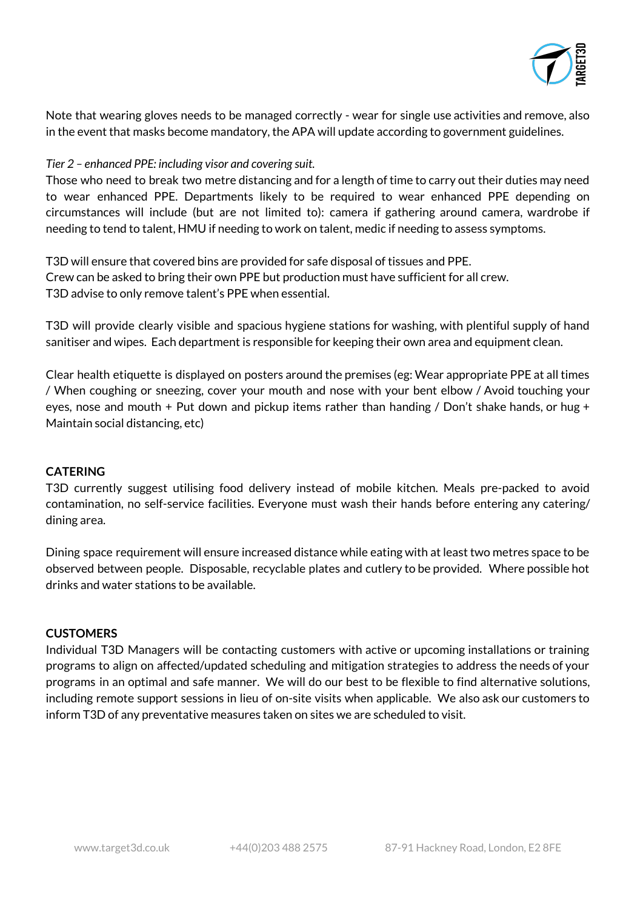Note that wearing gloves needs to be managed correctly - wear for single use activities and remove, also in the event that masks become mandatory, the APA will update according to government guidelines.

*Tier 2 – enhanced PPE: including visor and covering suit.*

Those who need to break two metre distancing and for a length of time to carry out their duties may need to wear enhanced PPE. Departments likely to be required to wear enhanced PPE depending on circumstances will include (but are not limited to): camera if gathering around camera, wardrobe if needing to tend to talent, HMU if needing to work on talent, medic if needing to assess symptoms.

T3D will ensure that covered bins are provided for safe disposal of tissues and PPE.
Crew can be asked to bring their own PPE but production must have sufficient for all crew.
T3D advise to only remove talent's PPE when essential.

T3D will provide clearly visible and spacious hygiene stations for washing, with plentiful supply of hand sanitiser and wipes. Each department is responsible for keeping their own area and equipment clean.

Clear health etiquette is displayed on posters around the premises (eg: Wear appropriate PPE at all times / When coughing or sneezing, cover your mouth and nose with your bent elbow / Avoid touching your eyes, nose and mouth + Put down and pickup items rather than handing / Don't shake hands, or hug + Maintain social distancing, etc)

**CATERING**

T3D currently suggest utilising food delivery instead of mobile kitchen. Meals pre-packed to avoid contamination, no self-service facilities. Everyone must wash their hands before entering any catering/ dining area.

Dining space requirement will ensure increased distance while eating with at least two metres space to be observed between people. Disposable, recyclable plates and cutlery to be provided. Where possible hot drinks and water stations to be available.

**CUSTOMERS**

Individual T3D Managers will be contacting customers with active or upcoming installations or training programs to align on affected/updated scheduling and mitigation strategies to address the needs of your programs in an optimal and safe manner. We will do our best to be flexible to find alternative solutions, including remote support sessions in lieu of on-site visits when applicable. We also ask our customers to inform T3D of any preventative measures taken on sites we are scheduled to visit.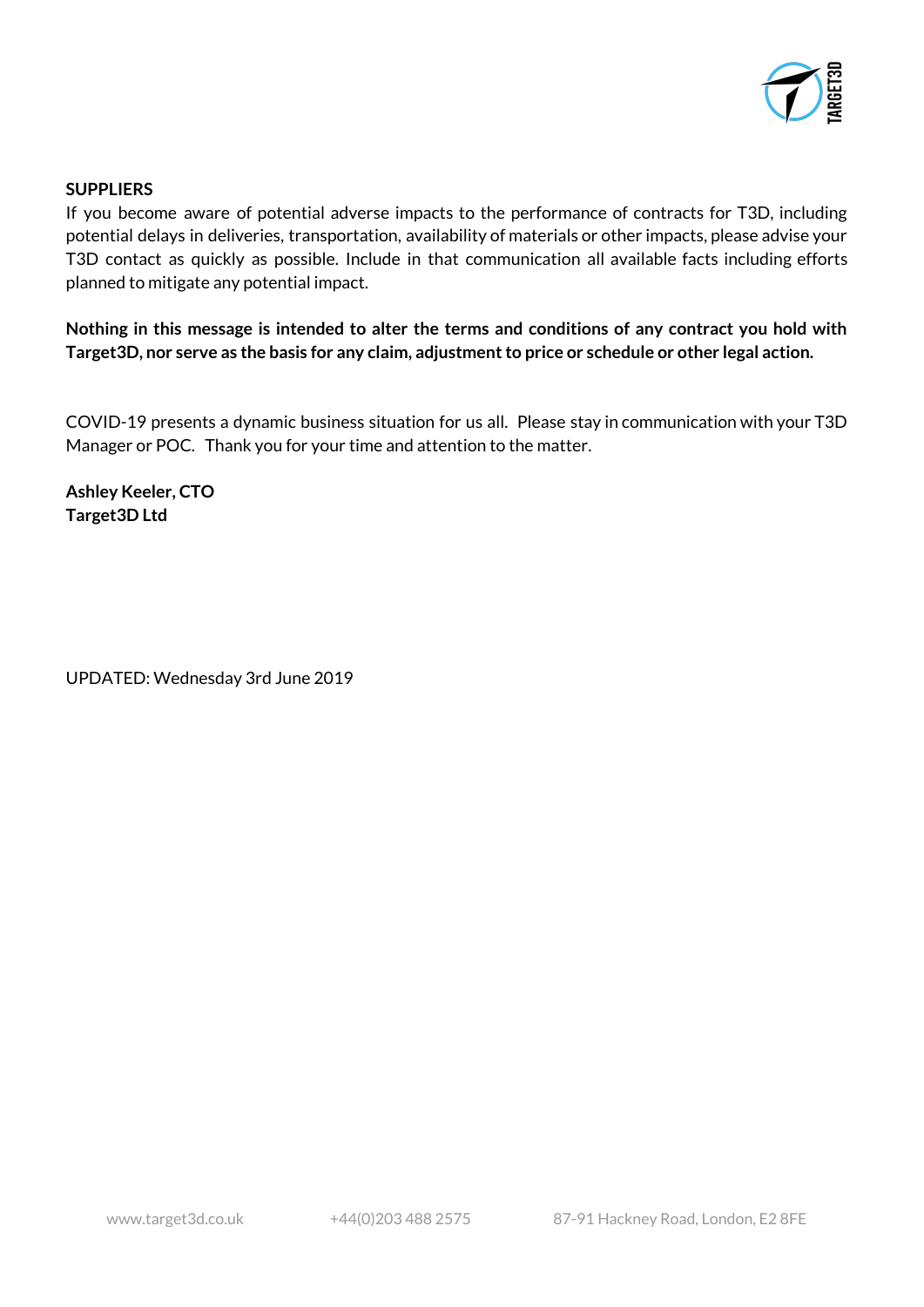**SUPPLIERS**

If you become aware of potential adverse impacts to the performance of contracts for T3D, including potential delays in deliveries, transportation, availability of materials or other impacts, please advise your T3D contact as quickly as possible. Include in that communication all available facts including efforts planned to mitigate any potential impact.

**Nothing in this message is intended to alter the terms and conditions of any contract you hold with Target3D, nor serve as the basis for any claim, adjustment to price or schedule or other legal action.**

COVID-19 presents a dynamic business situation for us all. Please stay in communication with your T3D Manager or POC. Thank you for your time and attention to the matter.

**Ashley Keeler, CTO**
**Target3D Ltd**

UPDATED: Wednesday 3rd June 2019